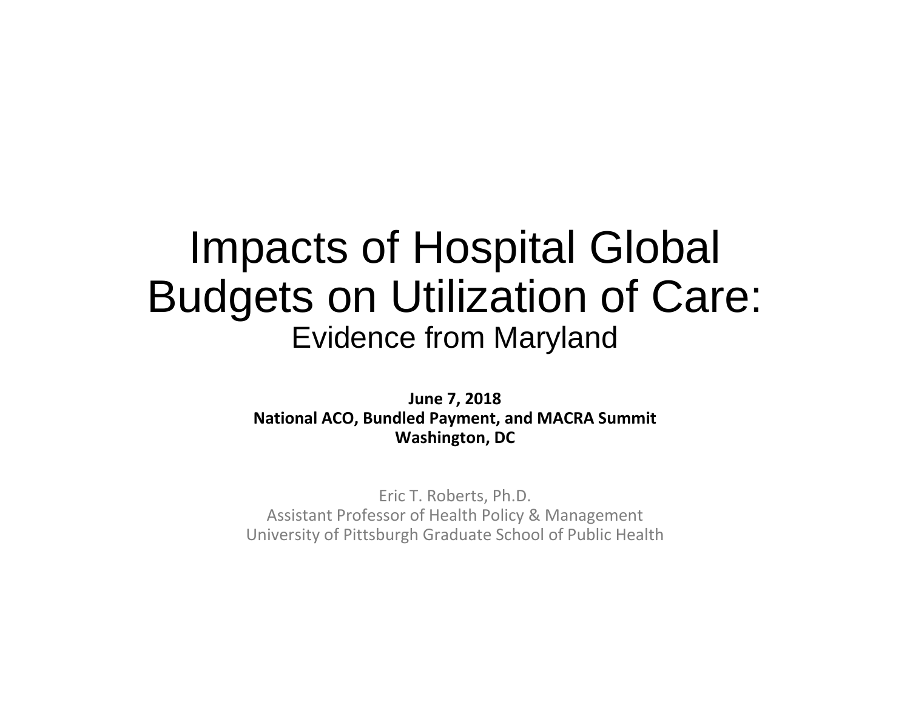# Impacts of Hospital Global Budgets on Utilization of Care:

## Evidence from Maryland

**June 7, 2018**
**National ACO, Bundled Payment, and MACRA Summit**
**Washington, DC**

Eric T. Roberts, Ph.D.
Assistant Professor of Health Policy & Management
University of Pittsburgh Graduate School of Public Health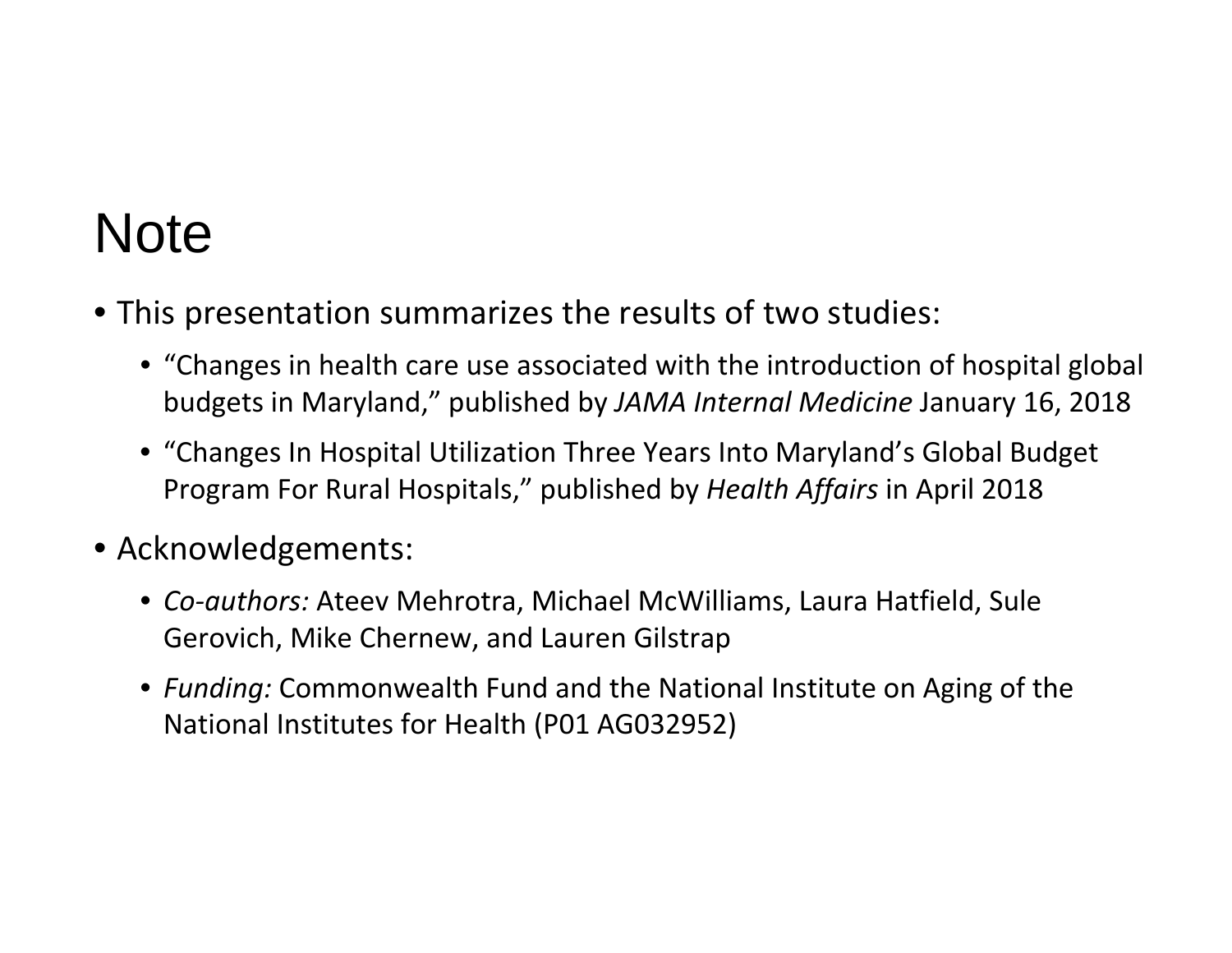# Note

- This presentation summarizes the results of two studies:
  - "Changes in health care use associated with the introduction of hospital global budgets in Maryland," published by *JAMA Internal Medicine* January 16, 2018
  - "Changes In Hospital Utilization Three Years Into Maryland's Global Budget Program For Rural Hospitals," published by *Health Affairs* in April 2018
- Acknowledgements:
  - *Co-authors:* Ateev Mehrotra, Michael McWilliams, Laura Hatfield, Sule Gerovich, Mike Chernew, and Lauren Gilstrap
  - *Funding:* Commonwealth Fund and the National Institute on Aging of the National Institutes for Health (P01 AG032952)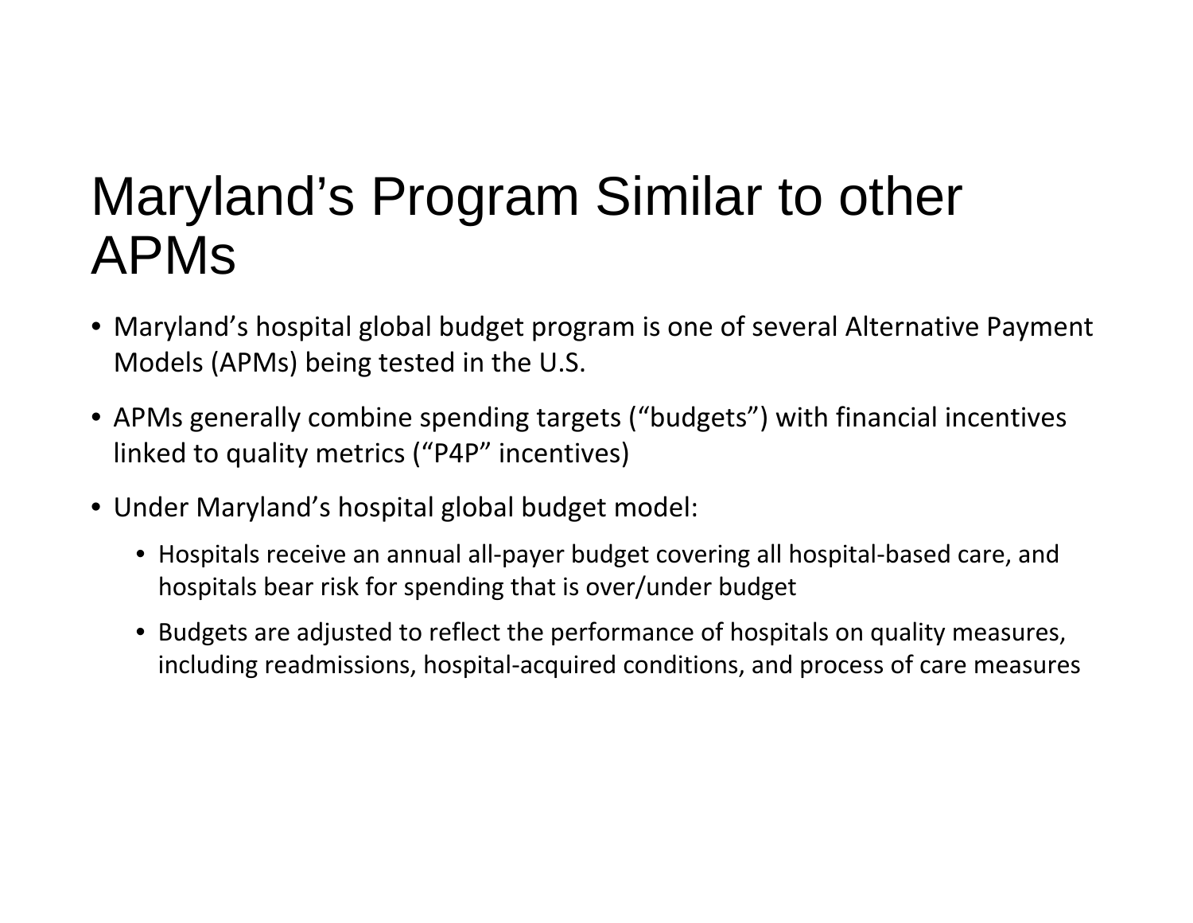# Maryland’s Program Similar to other APMs

- Maryland’s hospital global budget program is one of several Alternative Payment Models (APMs) being tested in the U.S.
- APMs generally combine spending targets (“budgets”) with financial incentives linked to quality metrics (“P4P” incentives)
- Under Maryland’s hospital global budget model:
  - Hospitals receive an annual all-payer budget covering all hospital-based care, and hospitals bear risk for spending that is over/under budget
  - Budgets are adjusted to reflect the performance of hospitals on quality measures, including readmissions, hospital-acquired conditions, and process of care measures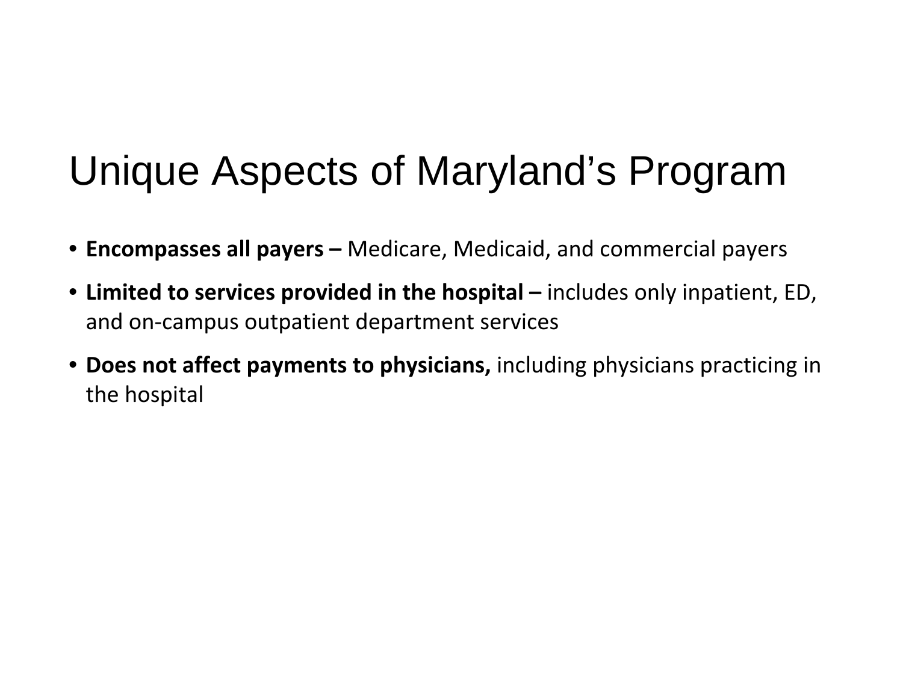# Unique Aspects of Maryland's Program

- **Encompasses all payers –** Medicare, Medicaid, and commercial payers
- **Limited to services provided in the hospital –** includes only inpatient, ED, and on-campus outpatient department services
- **Does not affect payments to physicians,** including physicians practicing in the hospital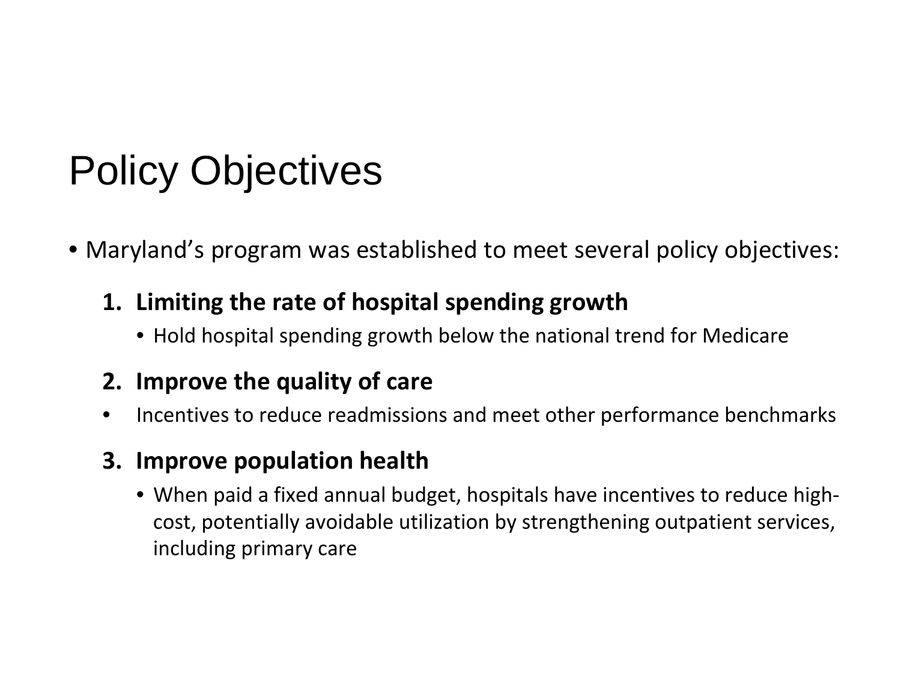# Policy Objectives

- Maryland's program was established to meet several policy objectives:
  1. **Limiting the rate of hospital spending growth**
     - Hold hospital spending growth below the national trend for Medicare
  2. **Improve the quality of care**
     - Incentives to reduce readmissions and meet other performance benchmarks
  3. **Improve population health**
     - When paid a fixed annual budget, hospitals have incentives to reduce high-cost, potentially avoidable utilization by strengthening outpatient services, including primary care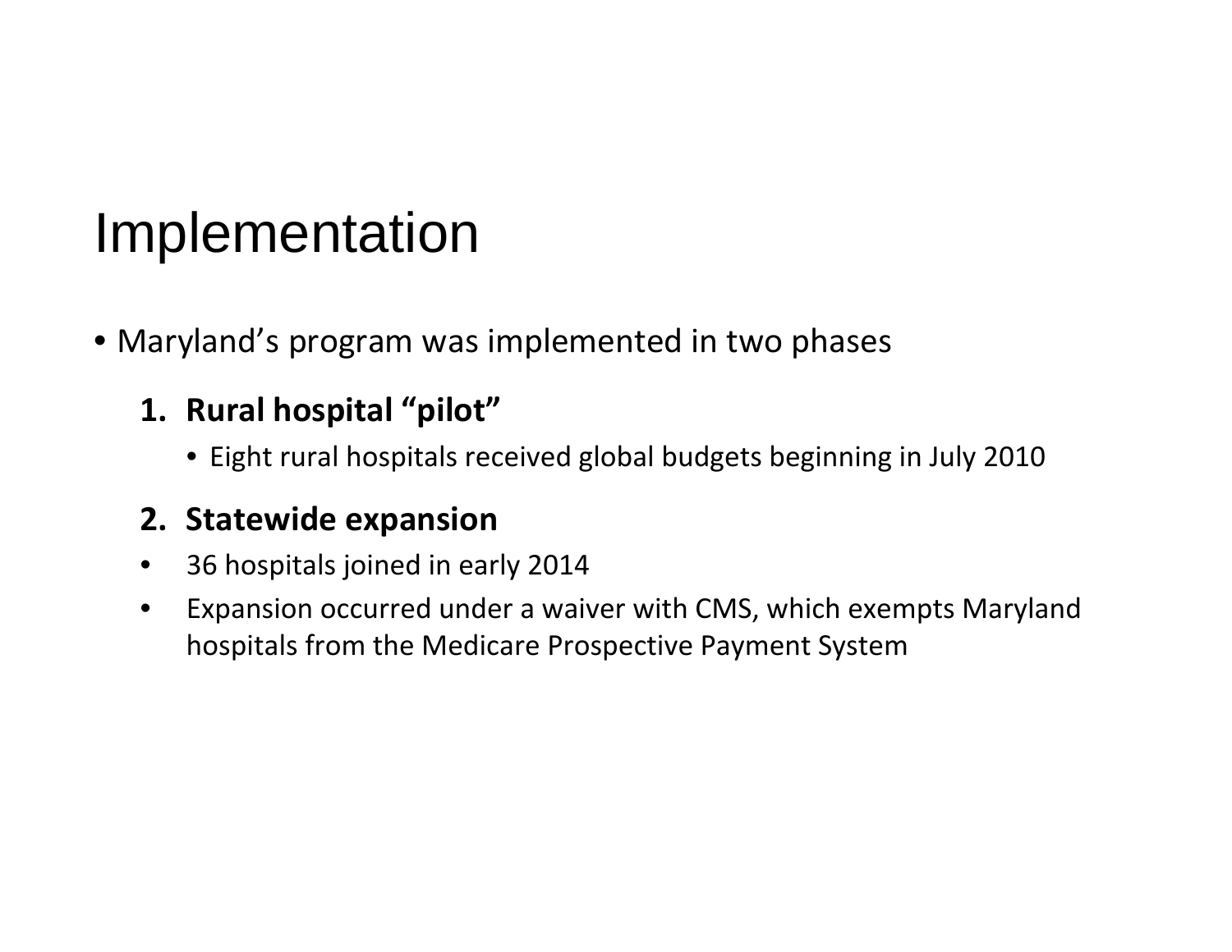# Implementation

- Maryland’s program was implemented in two phases

  1. **Rural hospital “pilot”**
     - Eight rural hospitals received global budgets beginning in July 2010
  2. **Statewide expansion**
     - 36 hospitals joined in early 2014
     - Expansion occurred under a waiver with CMS, which exempts Maryland hospitals from the Medicare Prospective Payment System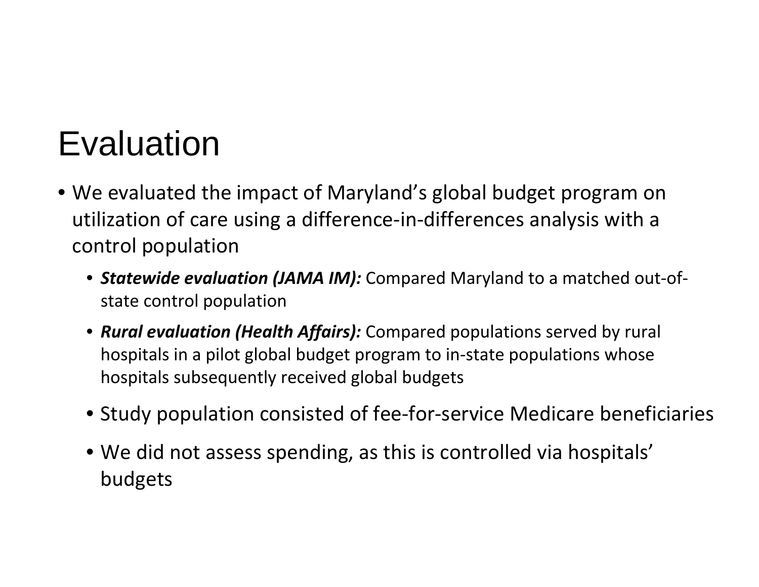# Evaluation

- We evaluated the impact of Maryland's global budget program on utilization of care using a difference-in-differences analysis with a control population
  - ***Statewide evaluation (JAMA IM):*** Compared Maryland to a matched out-of-state control population
  - ***Rural evaluation (Health Affairs):*** Compared populations served by rural hospitals in a pilot global budget program to in-state populations whose hospitals subsequently received global budgets
  - Study population consisted of fee-for-service Medicare beneficiaries
  - We did not assess spending, as this is controlled via hospitals' budgets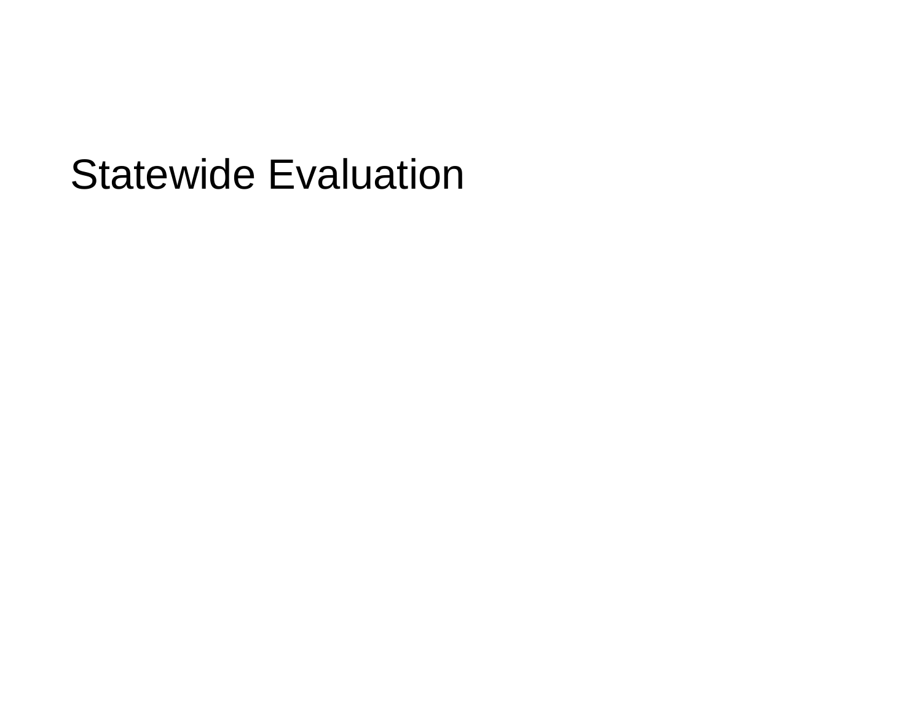# Statewide Evaluation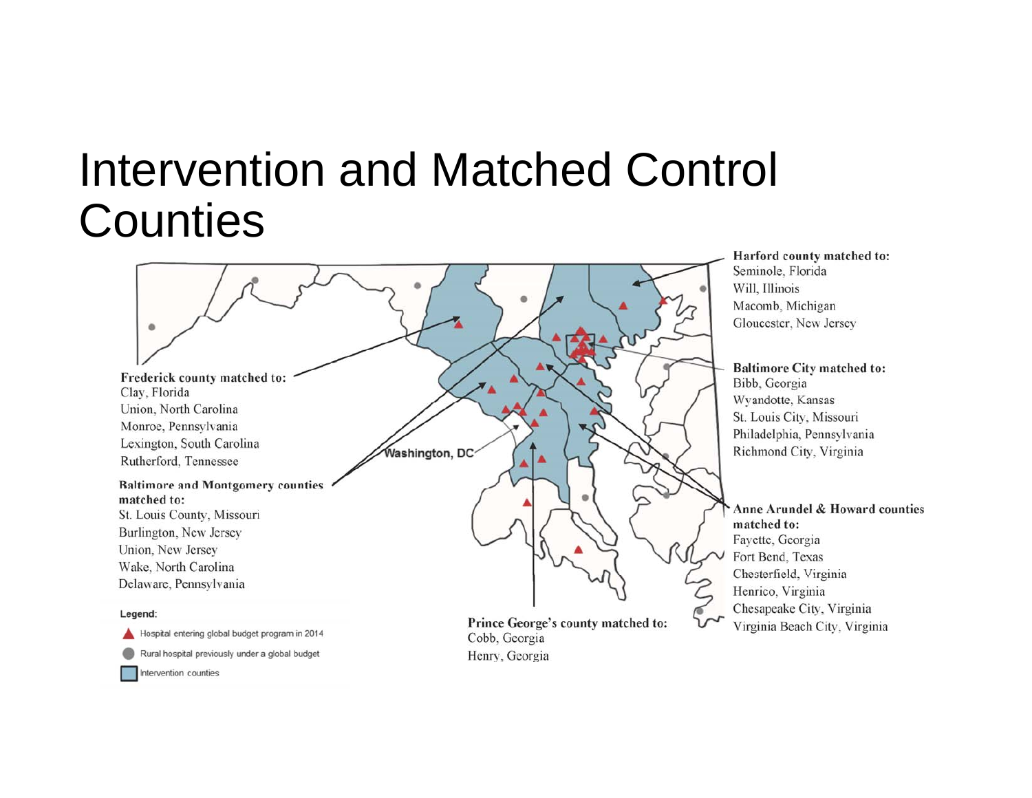# Intervention and Matched Control Counties

**Frederick county matched to:**
Clay, Florida
Union, North Carolina
Monroe, Pennsylvania
Lexington, South Carolina
Rutherford, Tennessee

**Baltimore and Montgomery counties matched to:**
St. Louis County, Missouri
Burlington, New Jersey
Union, New Jersey
Wake, North Carolina
Delaware, Pennsylvania

**Harford county matched to:**
Seminole, Florida
Will, Illinois
Macomb, Michigan
Gloucester, New Jersey

**Baltimore City matched to:**
Bibb, Georgia
Wyandotte, Kansas
St. Louis City, Missouri
Philadelphia, Pennsylvania
Richmond City, Virginia

**Anne Arundel & Howard counties matched to:**
Fayette, Georgia
Fort Bend, Texas
Chesterfield, Virginia
Henrico, Virginia
Chesapeake City, Virginia
Virginia Beach City, Virginia

**Prince George's county matched to:**
Cobb, Georgia
Henry, Georgia

Washington, DC

Legend:
- Hospital entering global budget program in 2014
- Rural hospital previously under a global budget
- Intervention counties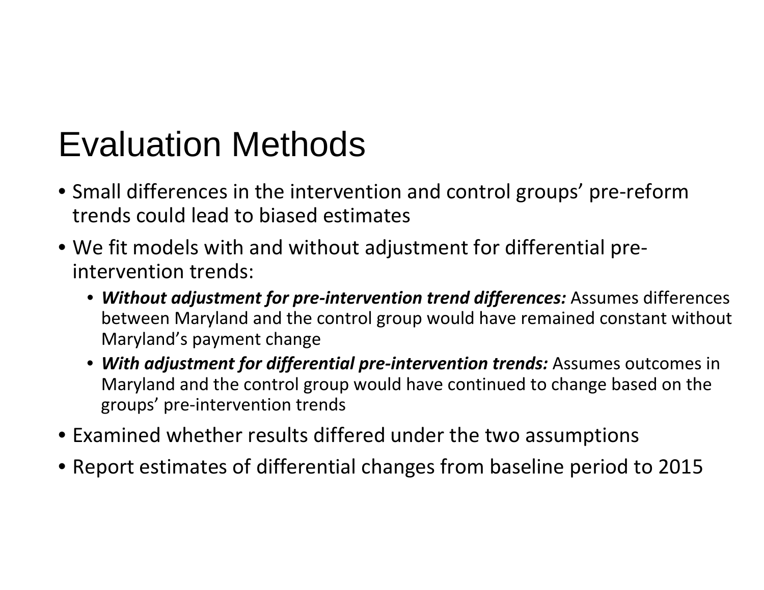# Evaluation Methods

- Small differences in the intervention and control groups' pre-reform trends could lead to biased estimates
- We fit models with and without adjustment for differential pre-intervention trends:
  - ***Without adjustment for pre-intervention trend differences:*** Assumes differences between Maryland and the control group would have remained constant without Maryland's payment change
  - ***With adjustment for differential pre-intervention trends:*** Assumes outcomes in Maryland and the control group would have continued to change based on the groups' pre-intervention trends
- Examined whether results differed under the two assumptions
- Report estimates of differential changes from baseline period to 2015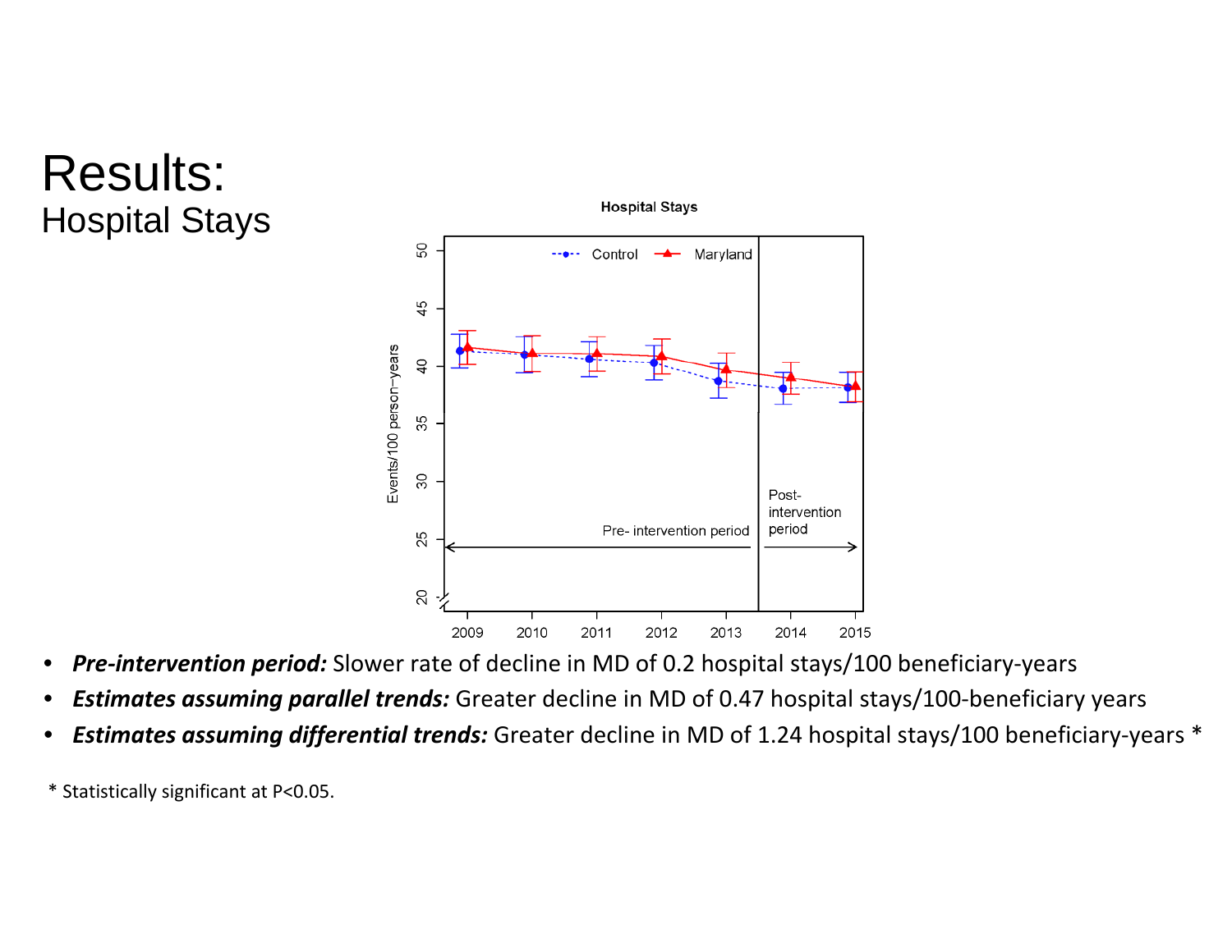# Results:
## Hospital Stays

- ***Pre-intervention period:*** Slower rate of decline in MD of 0.2 hospital stays/100 beneficiary-years
- ***Estimates assuming parallel trends:*** Greater decline in MD of 0.47 hospital stays/100-beneficiary years
- ***Estimates assuming differential trends:*** Greater decline in MD of 1.24 hospital stays/100 beneficiary-years *

* Statistically significant at P<0.05.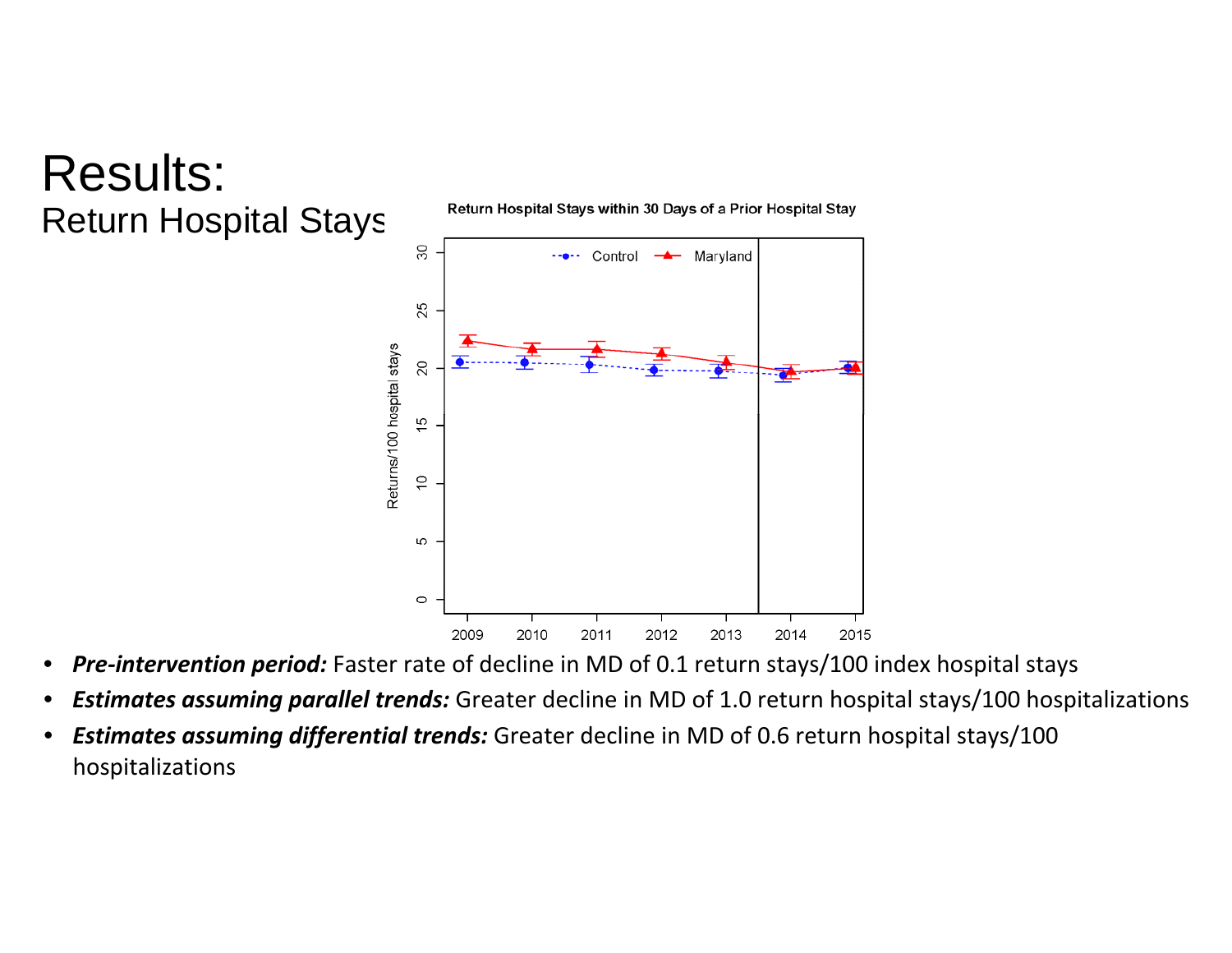# Results:

## Return Hospital Stays

- ***Pre-intervention period:*** Faster rate of decline in MD of 0.1 return stays/100 index hospital stays
- ***Estimates assuming parallel trends:*** Greater decline in MD of 1.0 return hospital stays/100 hospitalizations
- ***Estimates assuming differential trends:*** Greater decline in MD of 0.6 return hospital stays/100 hospitalizations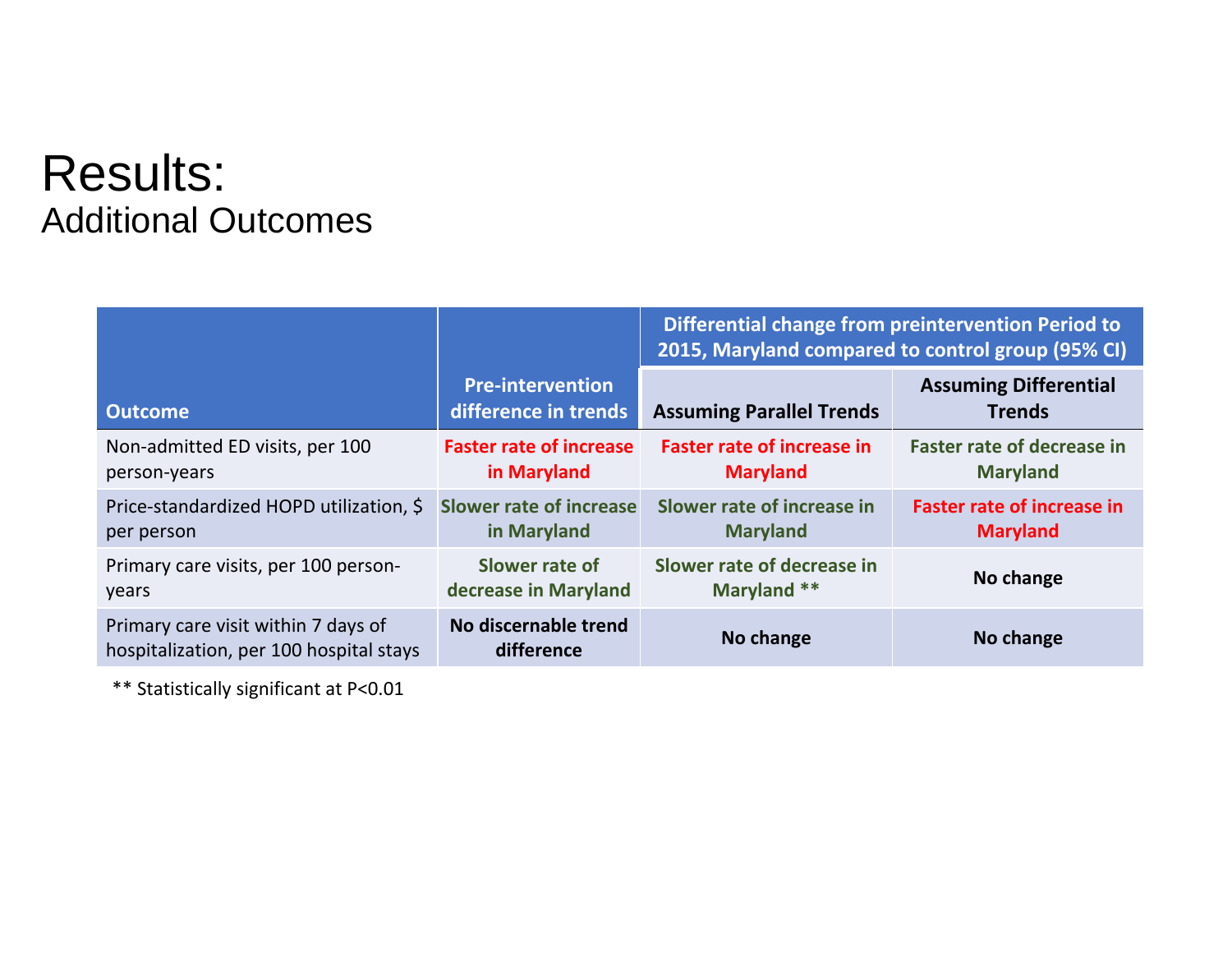# Results:
## Additional Outcomes

| Outcome | Pre-intervention difference in trends | Differential change from preintervention Period to 2015, Maryland compared to control group (95% CI) | |
|---|---|---|---|
| | | **Assuming Parallel Trends** | **Assuming Differential Trends** |
| Non-admitted ED visits, per 100 person-years | **Faster rate of increase in Maryland** | **Faster rate of increase in Maryland** | **Faster rate of decrease in Maryland** |
| Price-standardized HOPD utilization, $ per person | **Slower rate of increase in Maryland** | **Slower rate of increase in Maryland** | **Faster rate of increase in Maryland** |
| Primary care visits, per 100 person-years | **Slower rate of decrease in Maryland** | **Slower rate of decrease in Maryland \*\*** | **No change** |
| Primary care visit within 7 days of hospitalization, per 100 hospital stays | **No discernable trend difference** | **No change** | **No change** |

\*\* Statistically significant at $P<0.01$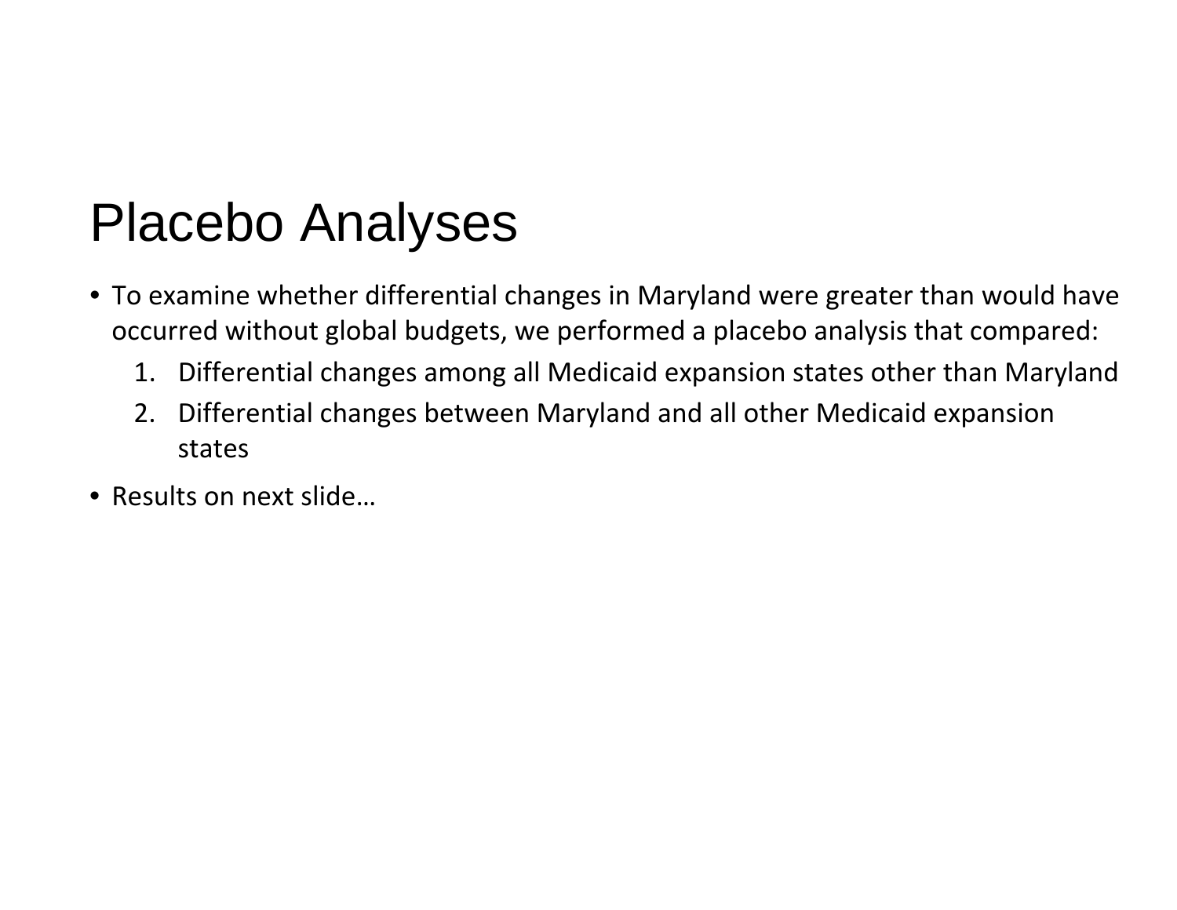# Placebo Analyses

- To examine whether differential changes in Maryland were greater than would have occurred without global budgets, we performed a placebo analysis that compared:
  1. Differential changes among all Medicaid expansion states other than Maryland
  2. Differential changes between Maryland and all other Medicaid expansion states
- Results on next slide…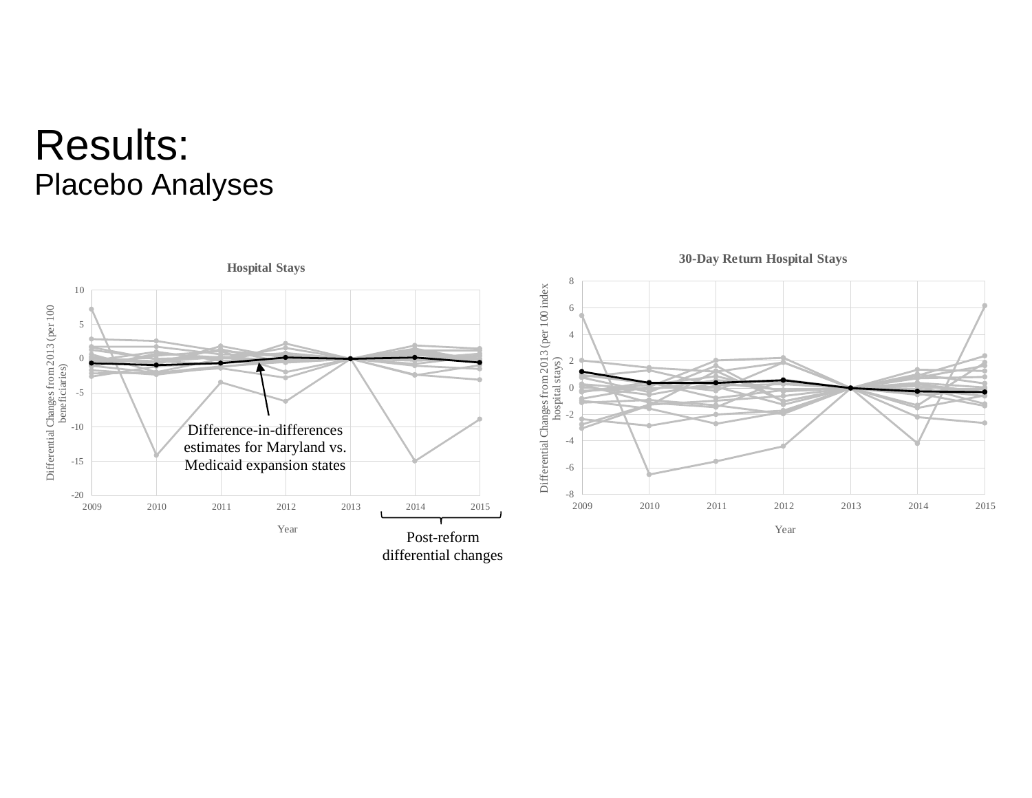# Results:
## Placebo Analyses

**Hospital Stays**

Differential Changes from 2013 (per 100 beneficiaries)

Year

Difference-in-differences estimates for Maryland vs. Medicaid expansion states

Post-reform differential changes

**30-Day Return Hospital Stays**

Differential Changes from 2013 (per 100 index hospital stays)

Year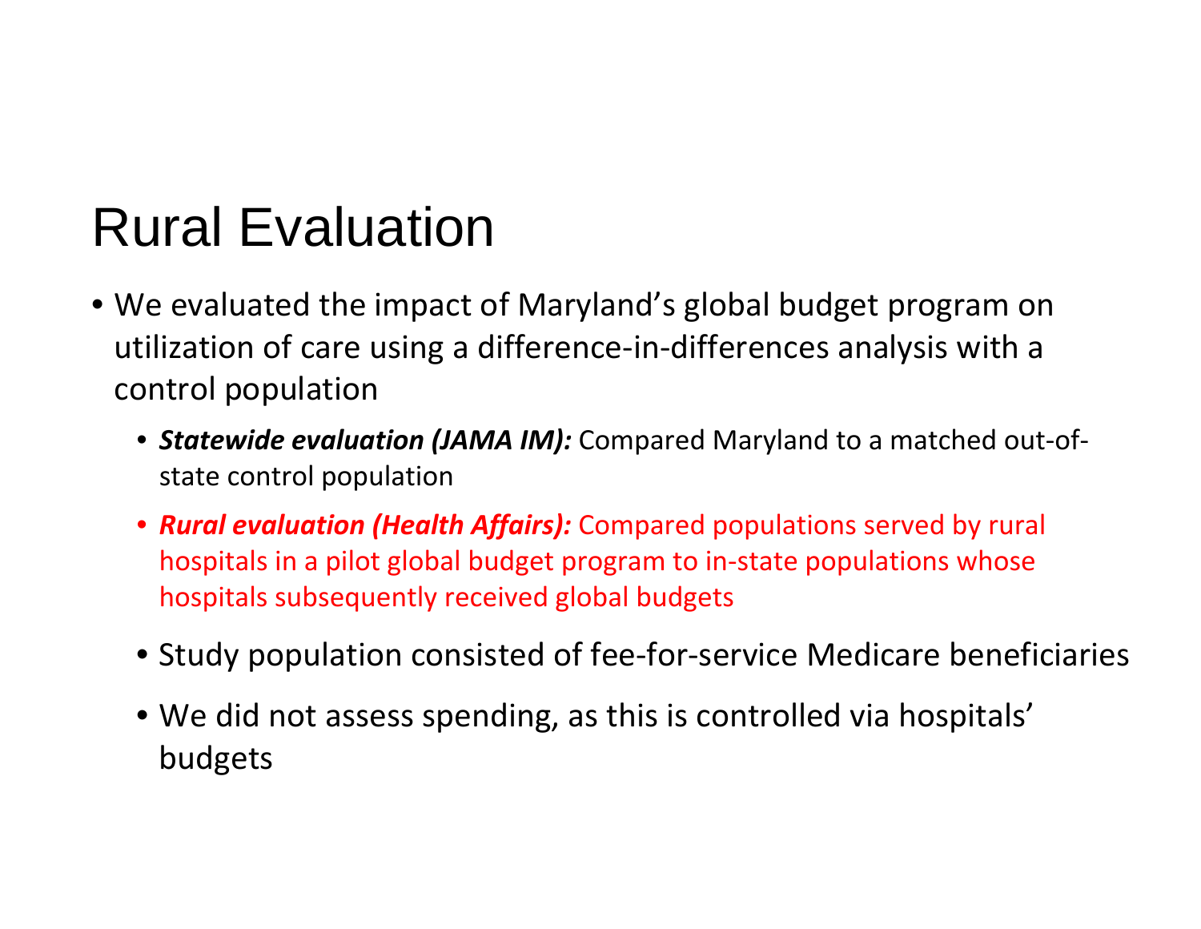# Rural Evaluation

- We evaluated the impact of Maryland's global budget program on utilization of care using a difference-in-differences analysis with a control population
  - ***Statewide evaluation (JAMA IM):*** Compared Maryland to a matched out-of-state control population
  - ***Rural evaluation (Health Affairs):*** Compared populations served by rural hospitals in a pilot global budget program to in-state populations whose hospitals subsequently received global budgets
  - Study population consisted of fee-for-service Medicare beneficiaries
  - We did not assess spending, as this is controlled via hospitals' budgets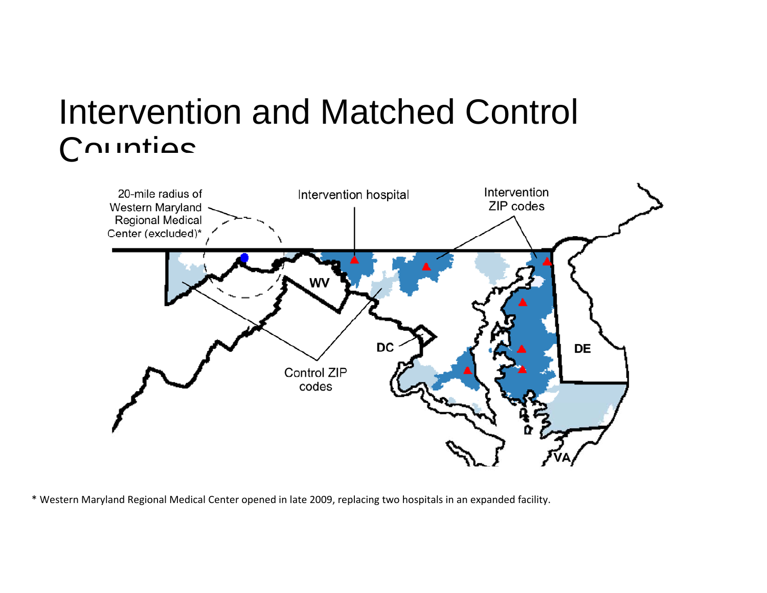# Intervention and Matched Control Counties

* Western Maryland Regional Medical Center opened in late 2009, replacing two hospitals in an expanded facility.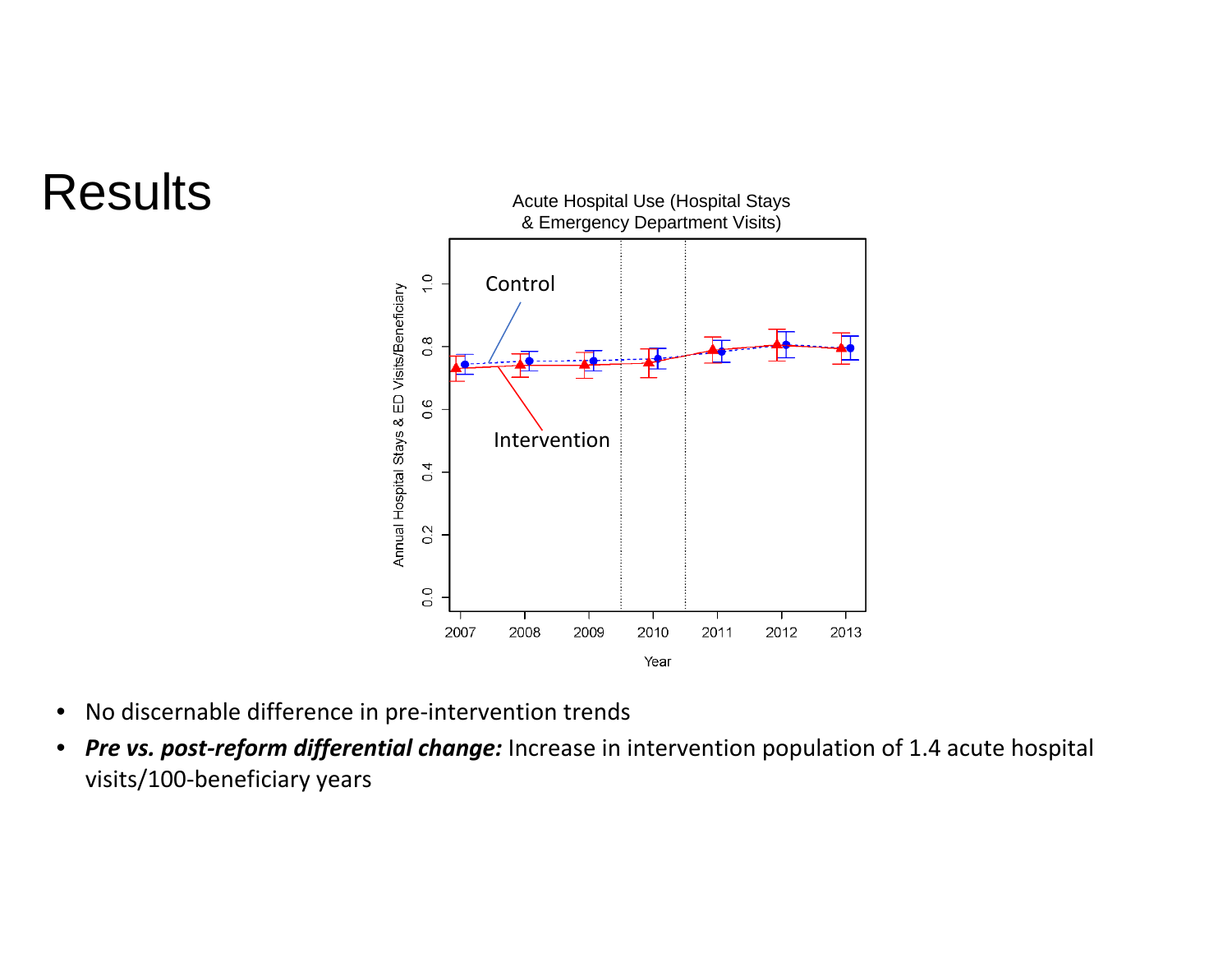# Results

Acute Hospital Use (Hospital Stays & Emergency Department Visits)

- No discernable difference in pre-intervention trends
- ***Pre vs. post-reform differential change:*** Increase in intervention population of 1.4 acute hospital visits/100-beneficiary years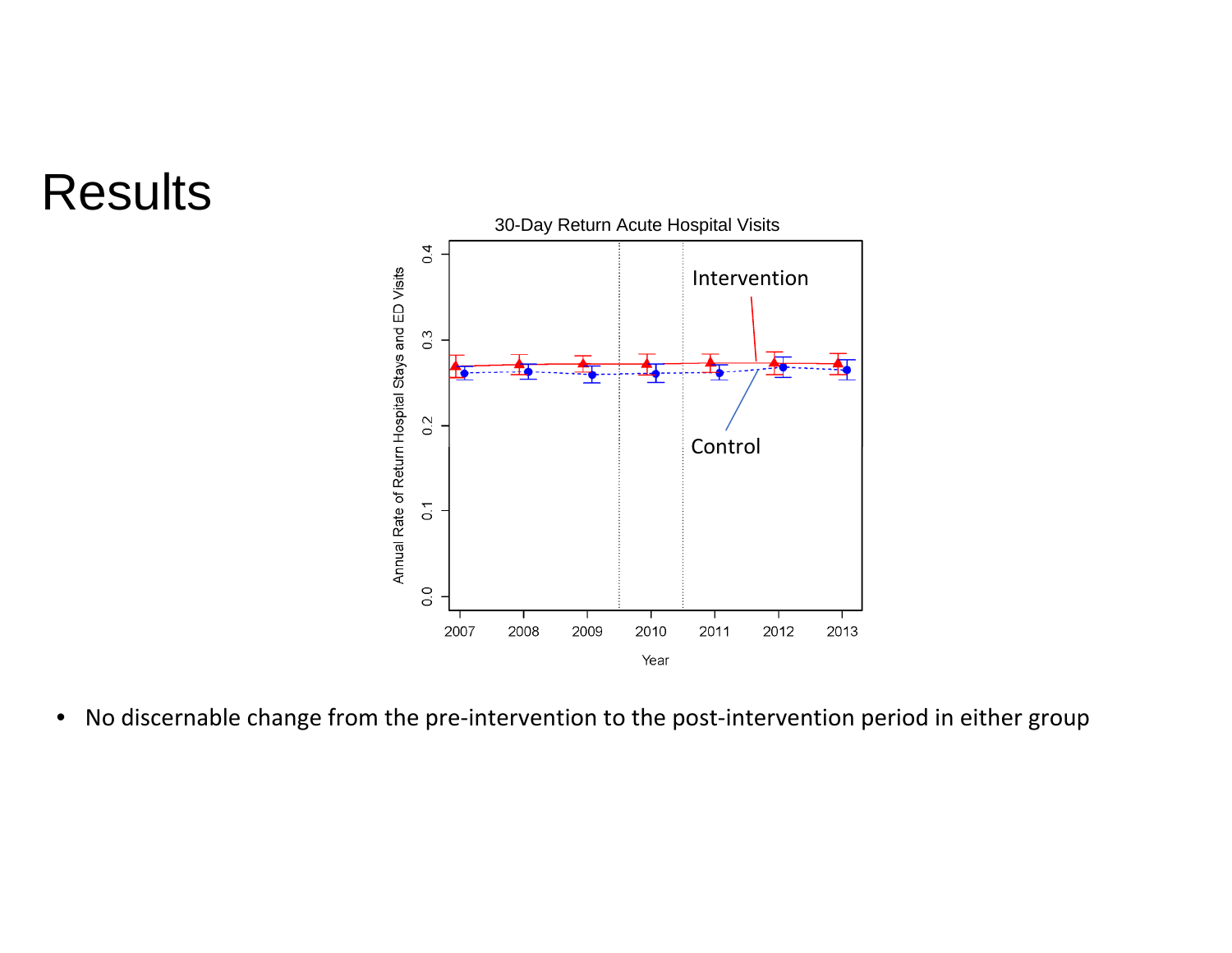# Results

- No discernable change from the pre-intervention to the post-intervention period in either group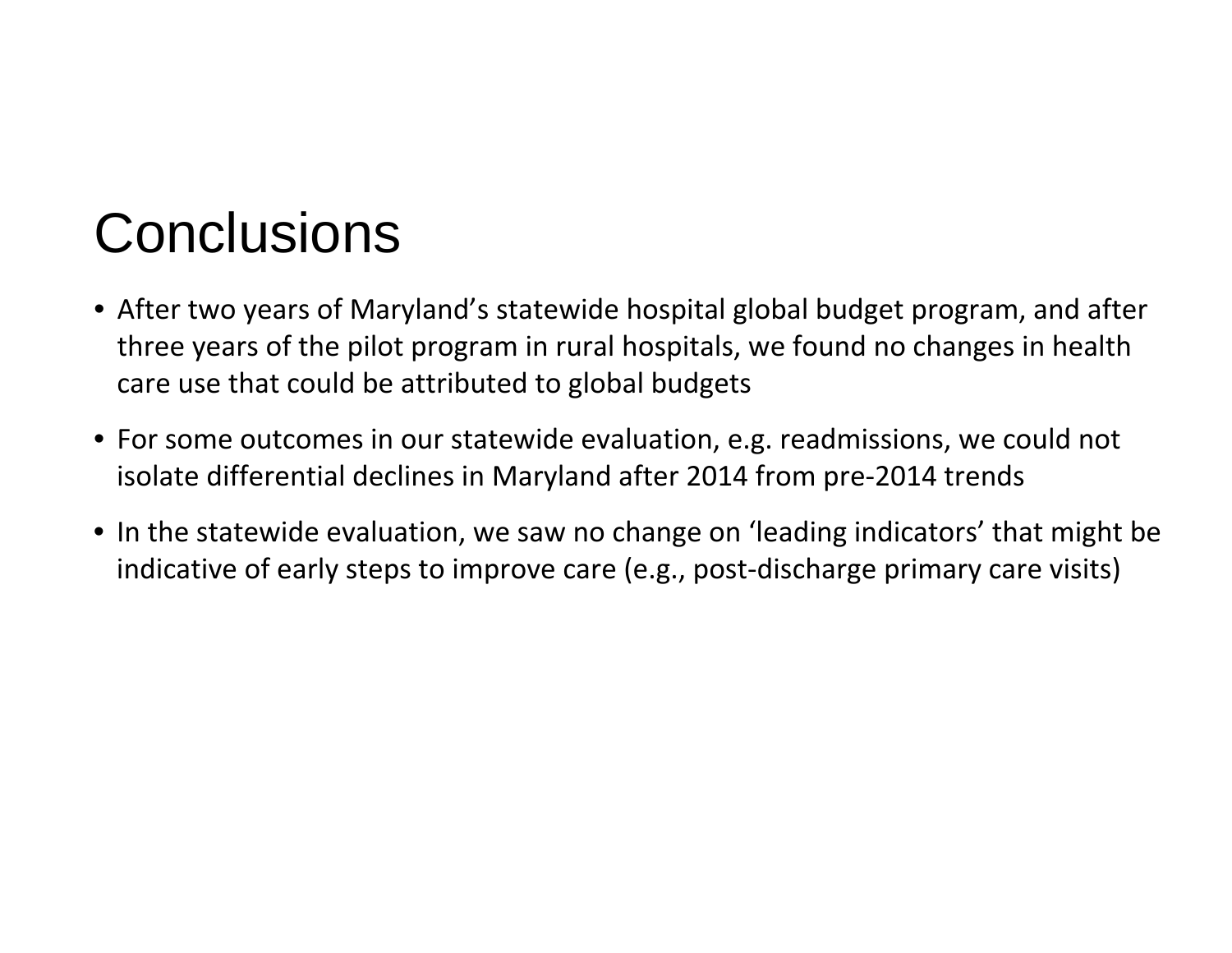# Conclusions

- After two years of Maryland's statewide hospital global budget program, and after three years of the pilot program in rural hospitals, we found no changes in health care use that could be attributed to global budgets
- For some outcomes in our statewide evaluation, e.g. readmissions, we could not isolate differential declines in Maryland after 2014 from pre-2014 trends
- In the statewide evaluation, we saw no change on 'leading indicators' that might be indicative of early steps to improve care (e.g., post-discharge primary care visits)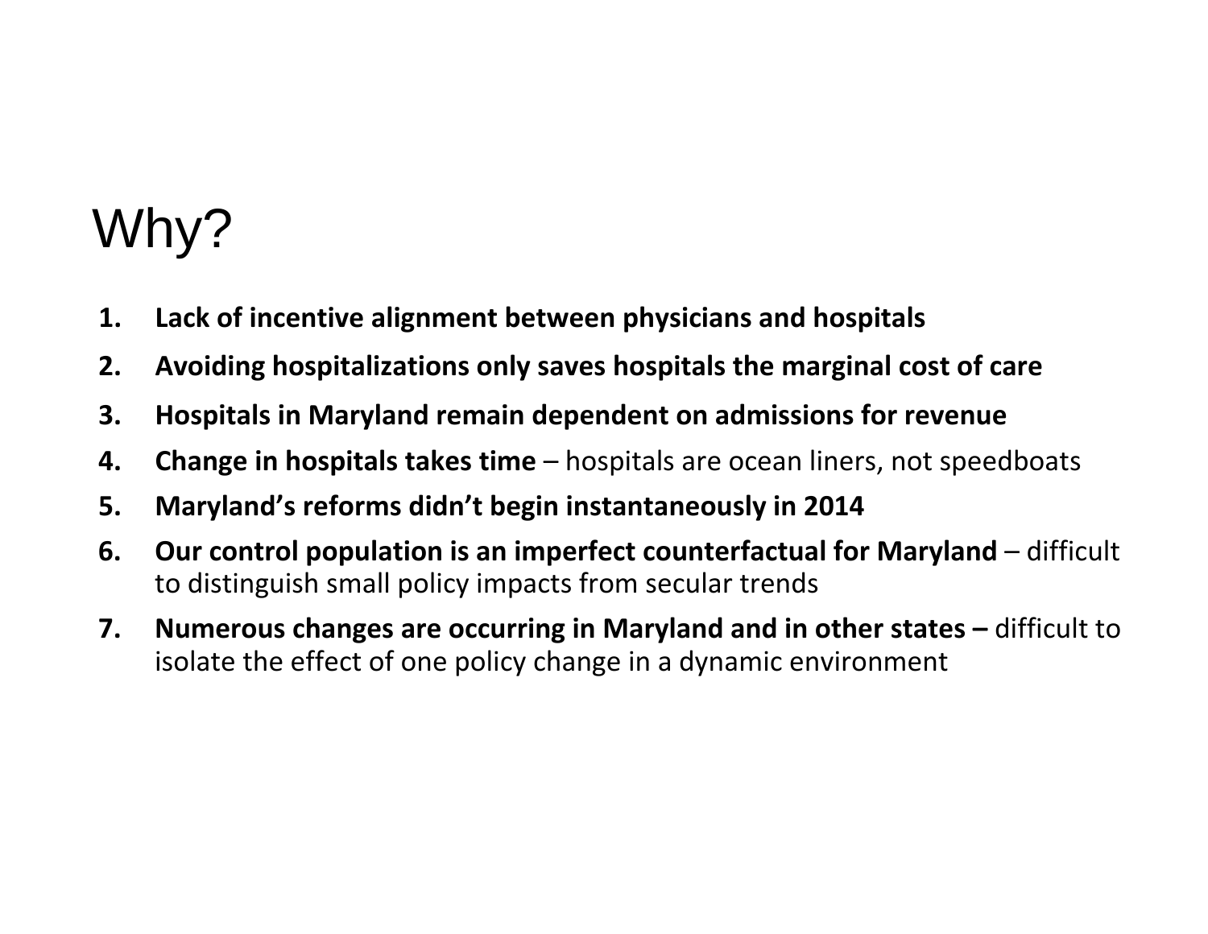# Why?

1. **Lack of incentive alignment between physicians and hospitals**
2. **Avoiding hospitalizations only saves hospitals the marginal cost of care**
3. **Hospitals in Maryland remain dependent on admissions for revenue**
4. **Change in hospitals takes time** – hospitals are ocean liners, not speedboats
5. **Maryland's reforms didn't begin instantaneously in 2014**
6. **Our control population is an imperfect counterfactual for Maryland** – difficult to distinguish small policy impacts from secular trends
7. **Numerous changes are occurring in Maryland and in other states –** difficult to isolate the effect of one policy change in a dynamic environment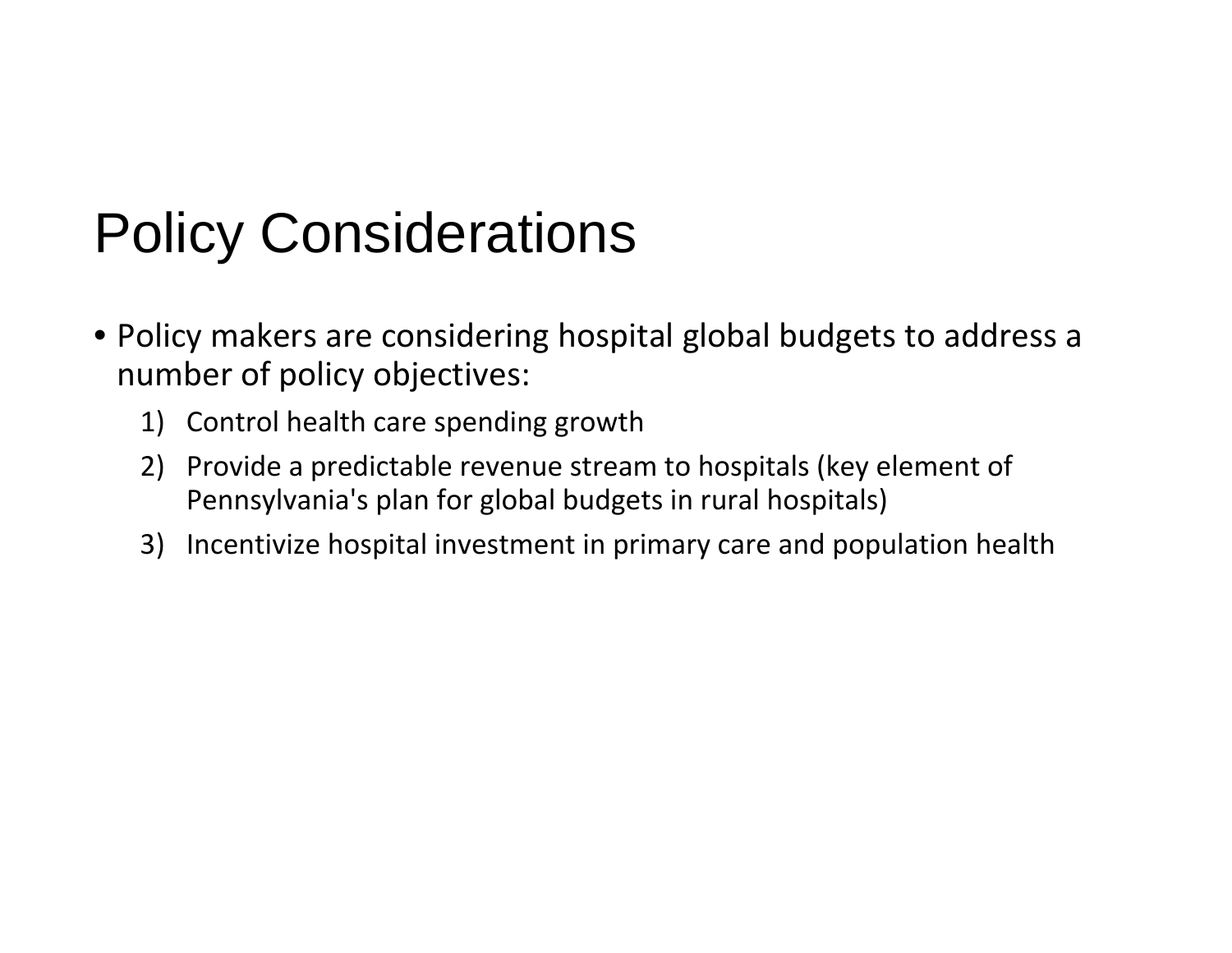# Policy Considerations

- Policy makers are considering hospital global budgets to address a number of policy objectives:
  1) Control health care spending growth
  2) Provide a predictable revenue stream to hospitals (key element of Pennsylvania's plan for global budgets in rural hospitals)
  3) Incentivize hospital investment in primary care and population health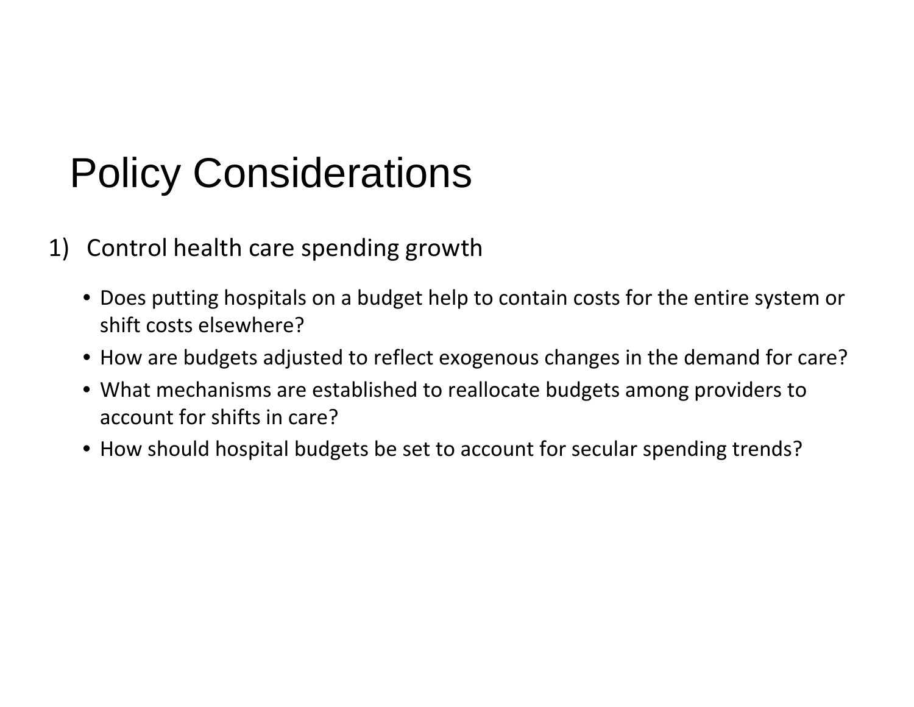# Policy Considerations

1) Control health care spending growth

- Does putting hospitals on a budget help to contain costs for the entire system or shift costs elsewhere?
- How are budgets adjusted to reflect exogenous changes in the demand for care?
- What mechanisms are established to reallocate budgets among providers to account for shifts in care?
- How should hospital budgets be set to account for secular spending trends?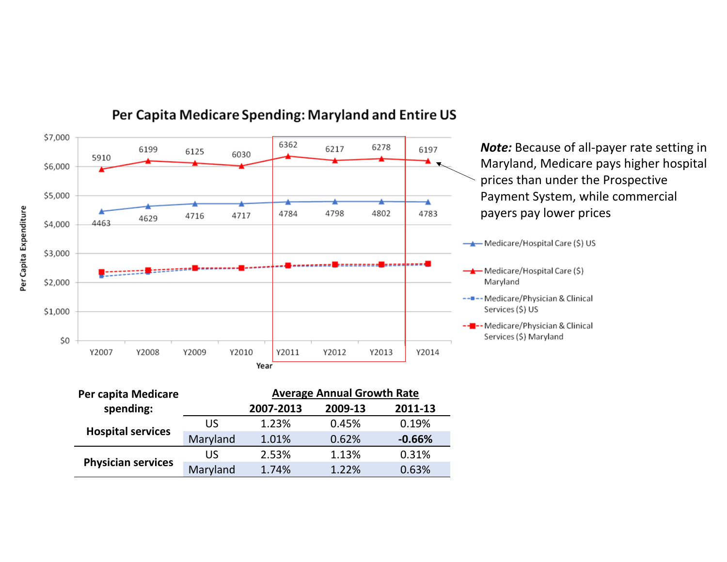## Per Capita Medicare Spending: Maryland and Entire US

| Year | Y2007 | Y2008 | Y2009 | Y2010 | Y2011 | Y2012 | Y2013 | Y2014 |
|---|---|---|---|---|---|---|---|---|
| Medicare/Hospital Care ($) Maryland | 5910 | 6199 | 6125 | 6030 | 6362 | 6217 | 6278 | 6197 |
| Medicare/Hospital Care ($) US | 4463 | 4629 | 4716 | 4717 | 4784 | 4798 | 4802 | 4783 |

Legend: Medicare/Hospital Care ($) US; Medicare/Hospital Care ($) Maryland; Medicare/Physician & Clinical Services ($) US; Medicare/Physician & Clinical Services ($) Maryland

Per Capita Expenditure ($0 – $7,000) by Year

***Note:*** Because of all-payer rate setting in Maryland, Medicare pays higher hospital prices than under the Prospective Payment System, while commercial payers pay lower prices

| Per capita Medicare spending: | | Average Annual Growth Rate | | |
|---|---|---|---|---|
| | | **2007-2013** | **2009-13** | **2011-13** |
| **Hospital services** | US | 1.23% | 0.45% | 0.19% |
| | Maryland | 1.01% | 0.62% | **-0.66%** |
| **Physician services** | US | 2.53% | 1.13% | 0.31% |
| | Maryland | 1.74% | 1.22% | 0.63% |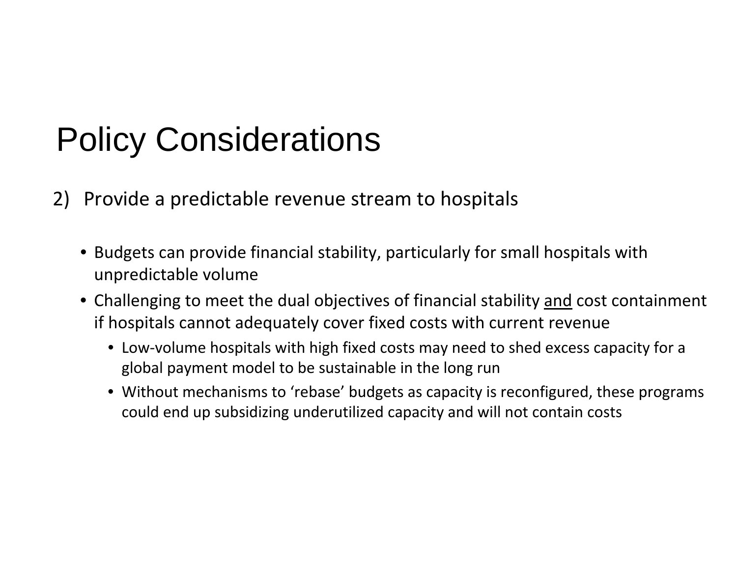# Policy Considerations

2) Provide a predictable revenue stream to hospitals

- Budgets can provide financial stability, particularly for small hospitals with unpredictable volume
- Challenging to meet the dual objectives of financial stability <u>and</u> cost containment if hospitals cannot adequately cover fixed costs with current revenue
  - Low-volume hospitals with high fixed costs may need to shed excess capacity for a global payment model to be sustainable in the long run
  - Without mechanisms to 'rebase' budgets as capacity is reconfigured, these programs could end up subsidizing underutilized capacity and will not contain costs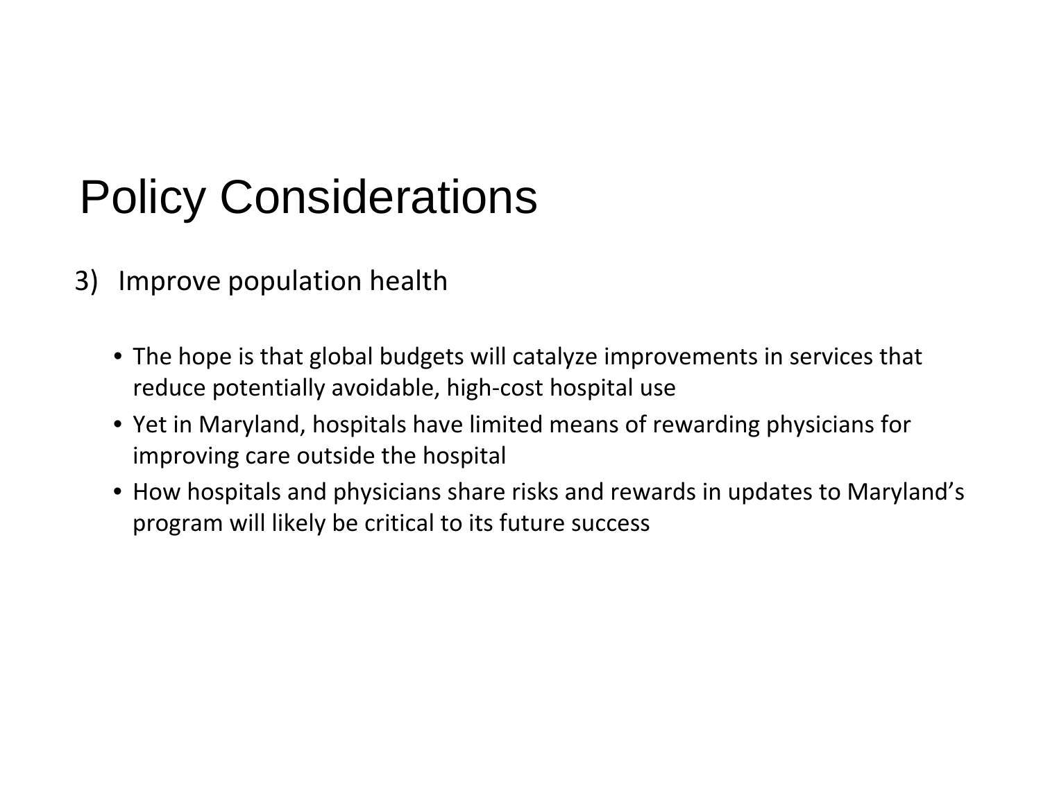# Policy Considerations

3) Improve population health

- The hope is that global budgets will catalyze improvements in services that reduce potentially avoidable, high-cost hospital use
- Yet in Maryland, hospitals have limited means of rewarding physicians for improving care outside the hospital
- How hospitals and physicians share risks and rewards in updates to Maryland's program will likely be critical to its future success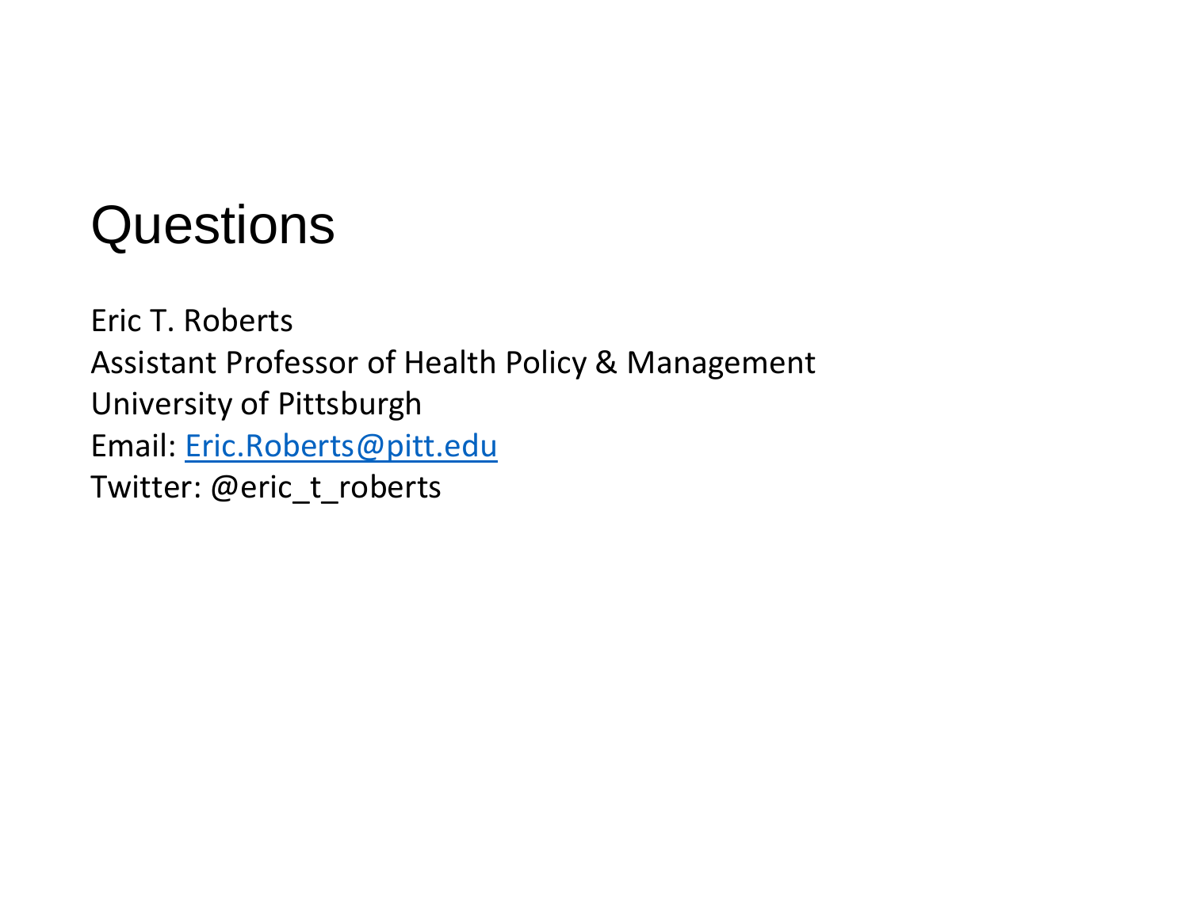# Questions

Eric T. Roberts
Assistant Professor of Health Policy & Management
University of Pittsburgh
Email: Eric.Roberts@pitt.edu
Twitter: @eric_t_roberts